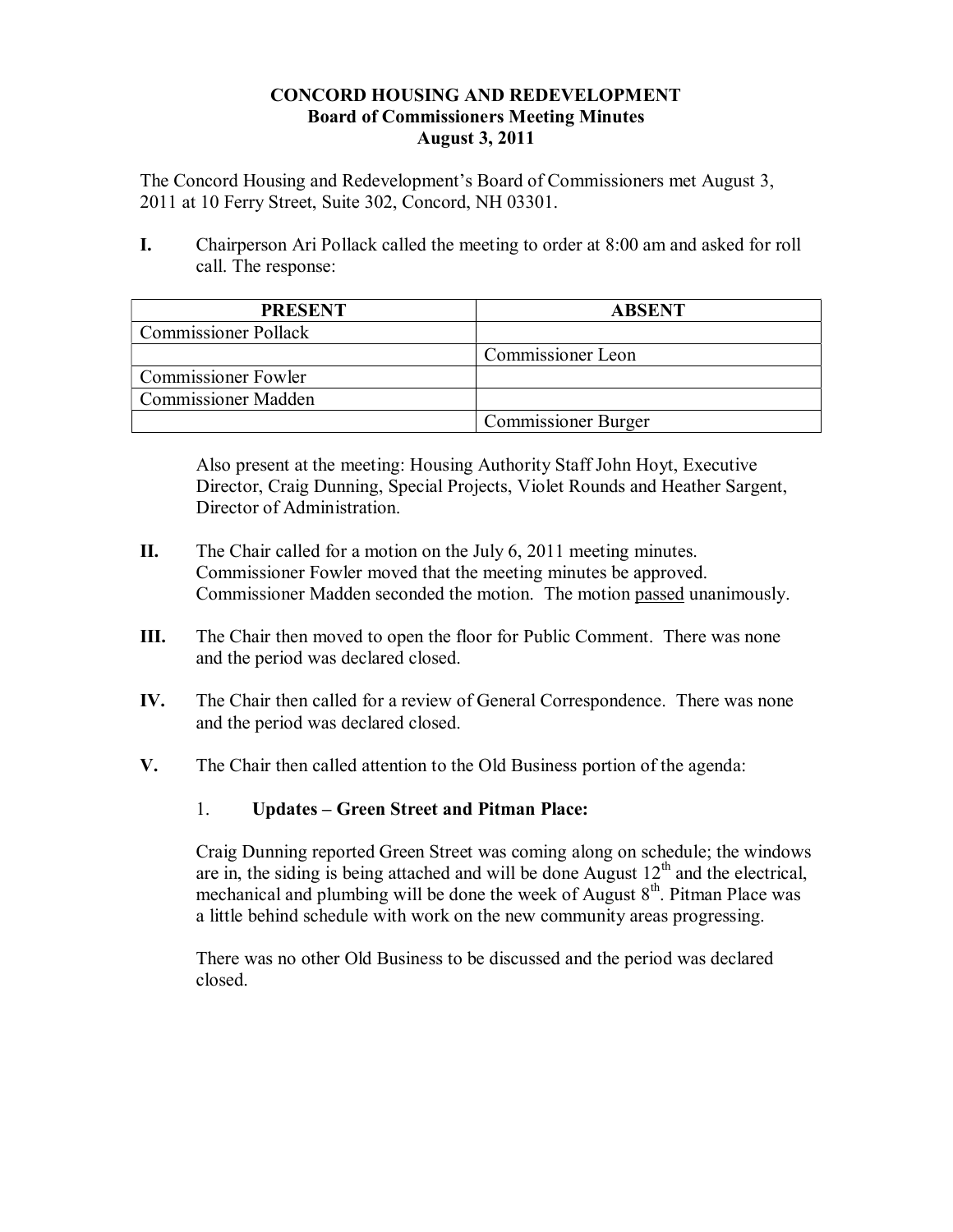**CONCORD HOUSING AND REDEVELOPMENT**
**Board of Commissioners Meeting Minutes**
**August 3, 2011**

The Concord Housing and Redevelopment's Board of Commissioners met August 3, 2011 at 10 Ferry Street, Suite 302, Concord, NH 03301.

**I.** Chairperson Ari Pollack called the meeting to order at 8:00 am and asked for roll call. The response:

| PRESENT | ABSENT |
|---|---|
| Commissioner Pollack | |
| | Commissioner Leon |
| Commissioner Fowler | |
| Commissioner Madden | |
| | Commissioner Burger |

Also present at the meeting: Housing Authority Staff John Hoyt, Executive Director, Craig Dunning, Special Projects, Violet Rounds and Heather Sargent, Director of Administration.

**II.** The Chair called for a motion on the July 6, 2011 meeting minutes. Commissioner Fowler moved that the meeting minutes be approved. Commissioner Madden seconded the motion. The motion <u>passed</u> unanimously.

**III.** The Chair then moved to open the floor for Public Comment. There was none and the period was declared closed.

**IV.** The Chair then called for a review of General Correspondence. There was none and the period was declared closed.

**V.** The Chair then called attention to the Old Business portion of the agenda:

1. **Updates – Green Street and Pitman Place:**

Craig Dunning reported Green Street was coming along on schedule; the windows are in, the siding is being attached and will be done August 12th and the electrical, mechanical and plumbing will be done the week of August 8th. Pitman Place was a little behind schedule with work on the new community areas progressing.

There was no other Old Business to be discussed and the period was declared closed.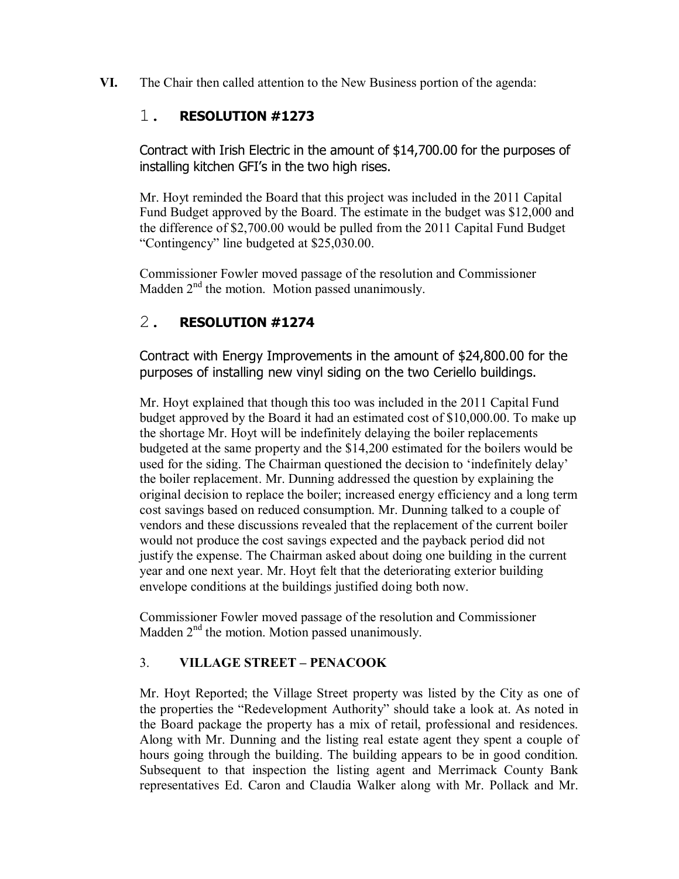**VI.** The Chair then called attention to the New Business portion of the agenda:

1. **RESOLUTION #1273**

Contract with Irish Electric in the amount of $14,700.00 for the purposes of installing kitchen GFI's in the two high rises.

Mr. Hoyt reminded the Board that this project was included in the 2011 Capital Fund Budget approved by the Board. The estimate in the budget was $12,000 and the difference of $2,700.00 would be pulled from the 2011 Capital Fund Budget "Contingency" line budgeted at $25,030.00.

Commissioner Fowler moved passage of the resolution and Commissioner Madden 2nd the motion. Motion passed unanimously.

2. **RESOLUTION #1274**

Contract with Energy Improvements in the amount of $24,800.00 for the purposes of installing new vinyl siding on the two Ceriello buildings.

Mr. Hoyt explained that though this too was included in the 2011 Capital Fund budget approved by the Board it had an estimated cost of $10,000.00. To make up the shortage Mr. Hoyt will be indefinitely delaying the boiler replacements budgeted at the same property and the $14,200 estimated for the boilers would be used for the siding. The Chairman questioned the decision to 'indefinitely delay' the boiler replacement. Mr. Dunning addressed the question by explaining the original decision to replace the boiler; increased energy efficiency and a long term cost savings based on reduced consumption. Mr. Dunning talked to a couple of vendors and these discussions revealed that the replacement of the current boiler would not produce the cost savings expected and the payback period did not justify the expense. The Chairman asked about doing one building in the current year and one next year. Mr. Hoyt felt that the deteriorating exterior building envelope conditions at the buildings justified doing both now.

Commissioner Fowler moved passage of the resolution and Commissioner Madden 2nd the motion. Motion passed unanimously.

3. **VILLAGE STREET – PENACOOK**

Mr. Hoyt Reported; the Village Street property was listed by the City as one of the properties the "Redevelopment Authority" should take a look at. As noted in the Board package the property has a mix of retail, professional and residences. Along with Mr. Dunning and the listing real estate agent they spent a couple of hours going through the building. The building appears to be in good condition. Subsequent to that inspection the listing agent and Merrimack County Bank representatives Ed. Caron and Claudia Walker along with Mr. Pollack and Mr.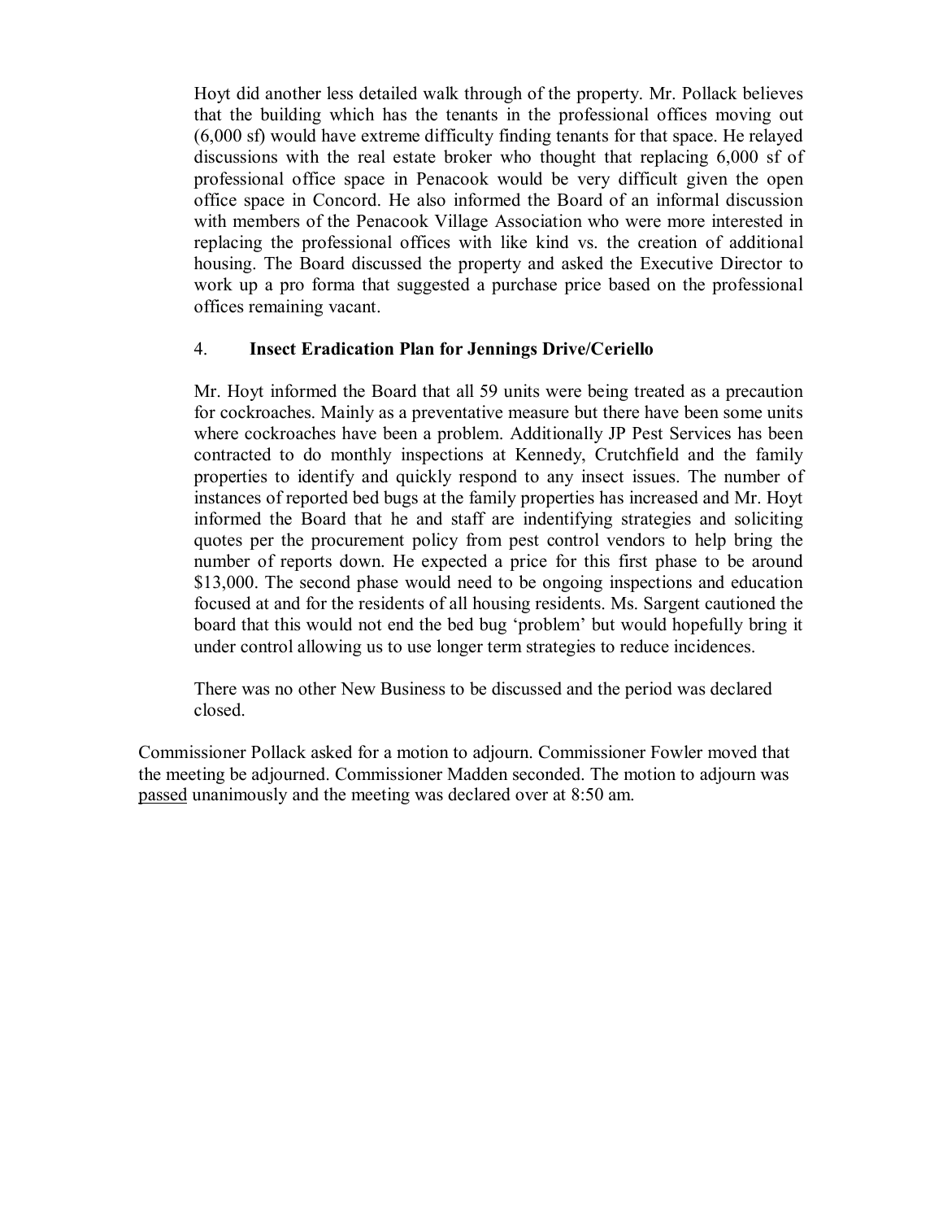Hoyt did another less detailed walk through of the property. Mr. Pollack believes that the building which has the tenants in the professional offices moving out (6,000 sf) would have extreme difficulty finding tenants for that space. He relayed discussions with the real estate broker who thought that replacing 6,000 sf of professional office space in Penacook would be very difficult given the open office space in Concord. He also informed the Board of an informal discussion with members of the Penacook Village Association who were more interested in replacing the professional offices with like kind vs. the creation of additional housing. The Board discussed the property and asked the Executive Director to work up a pro forma that suggested a purchase price based on the professional offices remaining vacant.

4. **Insect Eradication Plan for Jennings Drive/Ceriello**

Mr. Hoyt informed the Board that all 59 units were being treated as a precaution for cockroaches. Mainly as a preventative measure but there have been some units where cockroaches have been a problem. Additionally JP Pest Services has been contracted to do monthly inspections at Kennedy, Crutchfield and the family properties to identify and quickly respond to any insect issues. The number of instances of reported bed bugs at the family properties has increased and Mr. Hoyt informed the Board that he and staff are indentifying strategies and soliciting quotes per the procurement policy from pest control vendors to help bring the number of reports down. He expected a price for this first phase to be around $13,000. The second phase would need to be ongoing inspections and education focused at and for the residents of all housing residents. Ms. Sargent cautioned the board that this would not end the bed bug 'problem' but would hopefully bring it under control allowing us to use longer term strategies to reduce incidences.

There was no other New Business to be discussed and the period was declared closed.

Commissioner Pollack asked for a motion to adjourn. Commissioner Fowler moved that the meeting be adjourned. Commissioner Madden seconded. The motion to adjourn was passed unanimously and the meeting was declared over at 8:50 am.